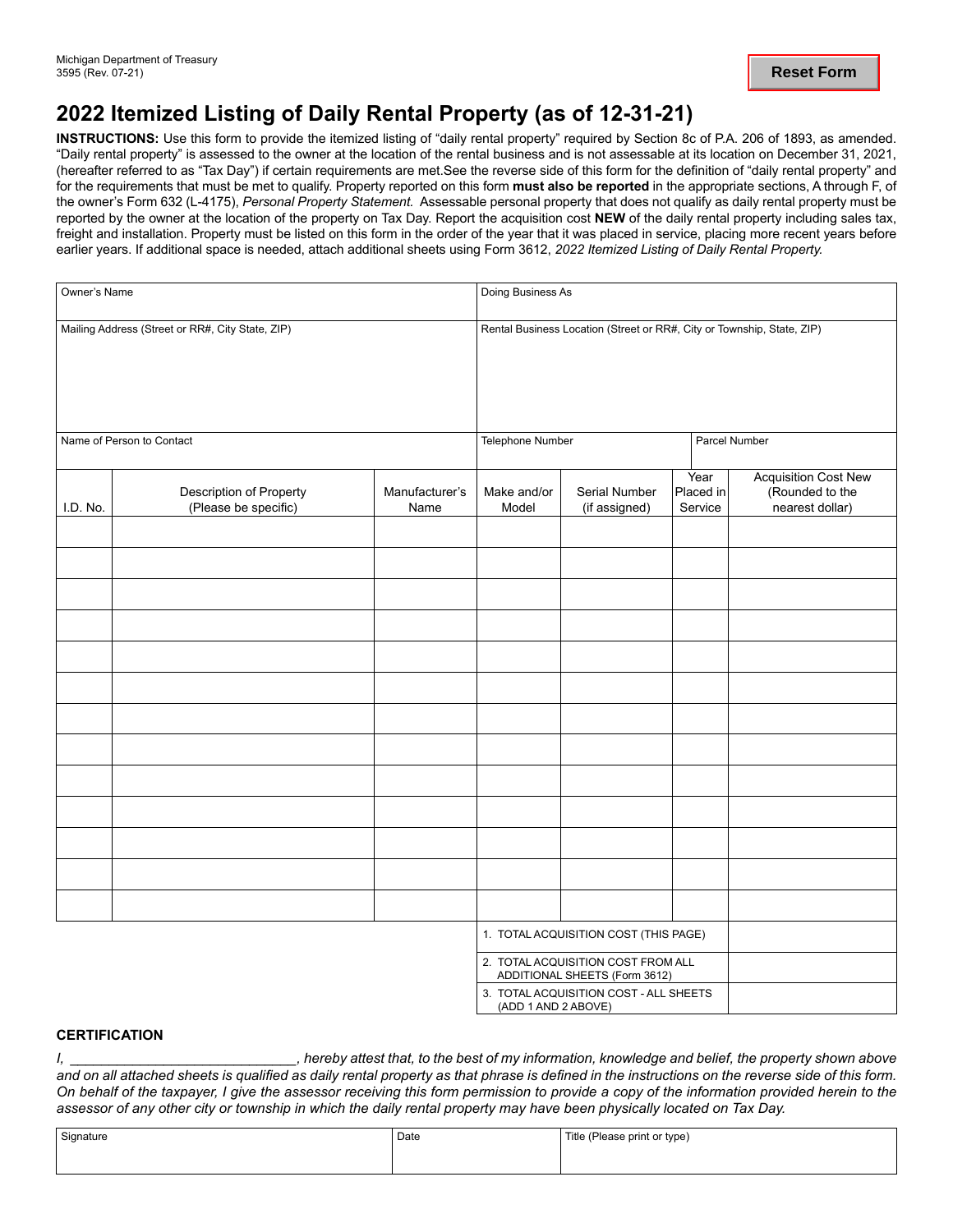Michigan Department of Treasury
3595 (Rev. 07-21)

Reset Form

# 2022 Itemized Listing of Daily Rental Property (as of 12-31-21)

**INSTRUCTIONS:** Use this form to provide the itemized listing of "daily rental property" required by Section 8c of P.A. 206 of 1893, as amended. "Daily rental property" is assessed to the owner at the location of the rental business and is not assessable at its location on December 31, 2021, (hereafter referred to as "Tax Day") if certain requirements are met.See the reverse side of this form for the definition of "daily rental property" and for the requirements that must be met to qualify. Property reported on this form **must also be reported** in the appropriate sections, A through F, of the owner's Form 632 (L-4175), *Personal Property Statement.* Assessable personal property that does not qualify as daily rental property must be reported by the owner at the location of the property on Tax Day. Report the acquisition cost **NEW** of the daily rental property including sales tax, freight and installation. Property must be listed on this form in the order of the year that it was placed in service, placing more recent years before earlier years. If additional space is needed, attach additional sheets using Form 3612, *2022 Itemized Listing of Daily Rental Property.*

| Owner's Name | Doing Business As | |
|---|---|---|
| Mailing Address (Street or RR#, City State, ZIP) | Rental Business Location (Street or RR#, City or Township, State, ZIP) | |
| Name of Person to Contact | Telephone Number | Parcel Number |

| I.D. No. | Description of Property (Please be specific) | Manufacturer's Name | Make and/or Model | Serial Number (if assigned) | Year Placed in Service | Acquisition Cost New (Rounded to the nearest dollar) |
|---|---|---|---|---|---|---|
| | | | | | | |
| | | | | | | |
| | | | | | | |
| | | | | | | |
| | | | | | | |
| | | | | | | |
| | | | | | | |
| | | | | | | |
| | | | | | | |
| | | | | | | |
| | | | | | | |
| | | | | | | |
| | | | | | | |
| | | | 1. TOTAL ACQUISITION COST (THIS PAGE) | | | |
| | | | 2. TOTAL ACQUISITION COST FROM ALL ADDITIONAL SHEETS (Form 3612) | | | |
| | | | 3. TOTAL ACQUISITION COST - ALL SHEETS (ADD 1 AND 2 ABOVE) | | | |

## CERTIFICATION

*I, ____________________________, hereby attest that, to the best of my information, knowledge and belief, the property shown above and on all attached sheets is qualified as daily rental property as that phrase is defined in the instructions on the reverse side of this form. On behalf of the taxpayer, I give the assessor receiving this form permission to provide a copy of the information provided herein to the assessor of any other city or township in which the daily rental property may have been physically located on Tax Day.*

| Signature | Date | Title (Please print or type) |
|---|---|---|
| | | |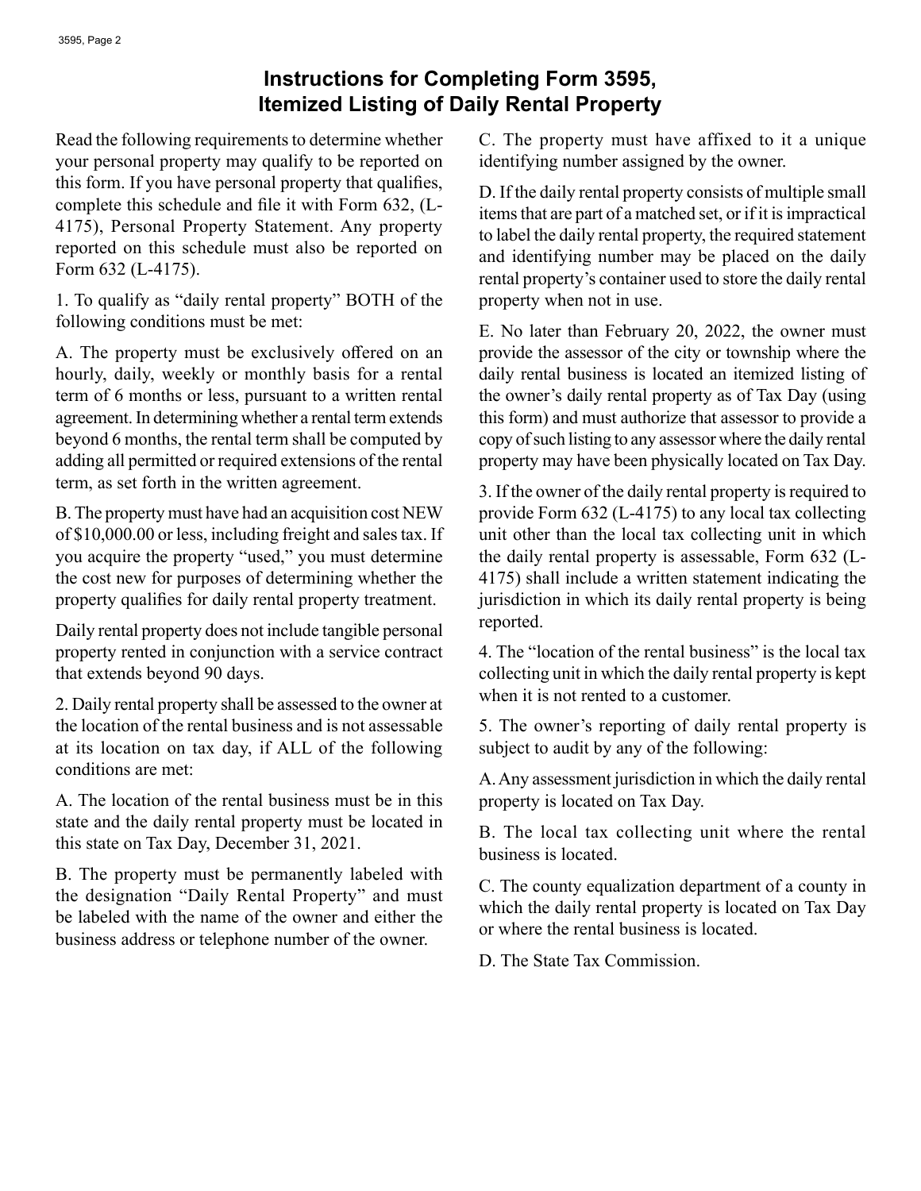# Instructions for Completing Form 3595, Itemized Listing of Daily Rental Property

Read the following requirements to determine whether your personal property may qualify to be reported on this form. If you have personal property that qualifies, complete this schedule and file it with Form 632, (L-4175), Personal Property Statement. Any property reported on this schedule must also be reported on Form 632 (L-4175).

1. To qualify as "daily rental property" BOTH of the following conditions must be met:

A. The property must be exclusively offered on an hourly, daily, weekly or monthly basis for a rental term of 6 months or less, pursuant to a written rental agreement. In determining whether a rental term extends beyond 6 months, the rental term shall be computed by adding all permitted or required extensions of the rental term, as set forth in the written agreement.

B. The property must have had an acquisition cost NEW of $10,000.00 or less, including freight and sales tax. If you acquire the property "used," you must determine the cost new for purposes of determining whether the property qualifies for daily rental property treatment.

Daily rental property does not include tangible personal property rented in conjunction with a service contract that extends beyond 90 days.

2. Daily rental property shall be assessed to the owner at the location of the rental business and is not assessable at its location on tax day, if ALL of the following conditions are met:

A. The location of the rental business must be in this state and the daily rental property must be located in this state on Tax Day, December 31, 2021.

B. The property must be permanently labeled with the designation "Daily Rental Property" and must be labeled with the name of the owner and either the business address or telephone number of the owner.

C. The property must have affixed to it a unique identifying number assigned by the owner.

D. If the daily rental property consists of multiple small items that are part of a matched set, or if it is impractical to label the daily rental property, the required statement and identifying number may be placed on the daily rental property's container used to store the daily rental property when not in use.

E. No later than February 20, 2022, the owner must provide the assessor of the city or township where the daily rental business is located an itemized listing of the owner's daily rental property as of Tax Day (using this form) and must authorize that assessor to provide a copy of such listing to any assessor where the daily rental property may have been physically located on Tax Day.

3. If the owner of the daily rental property is required to provide Form 632 (L-4175) to any local tax collecting unit other than the local tax collecting unit in which the daily rental property is assessable, Form 632 (L-4175) shall include a written statement indicating the jurisdiction in which its daily rental property is being reported.

4. The "location of the rental business" is the local tax collecting unit in which the daily rental property is kept when it is not rented to a customer.

5. The owner's reporting of daily rental property is subject to audit by any of the following:

A. Any assessment jurisdiction in which the daily rental property is located on Tax Day.

B. The local tax collecting unit where the rental business is located.

C. The county equalization department of a county in which the daily rental property is located on Tax Day or where the rental business is located.

D. The State Tax Commission.